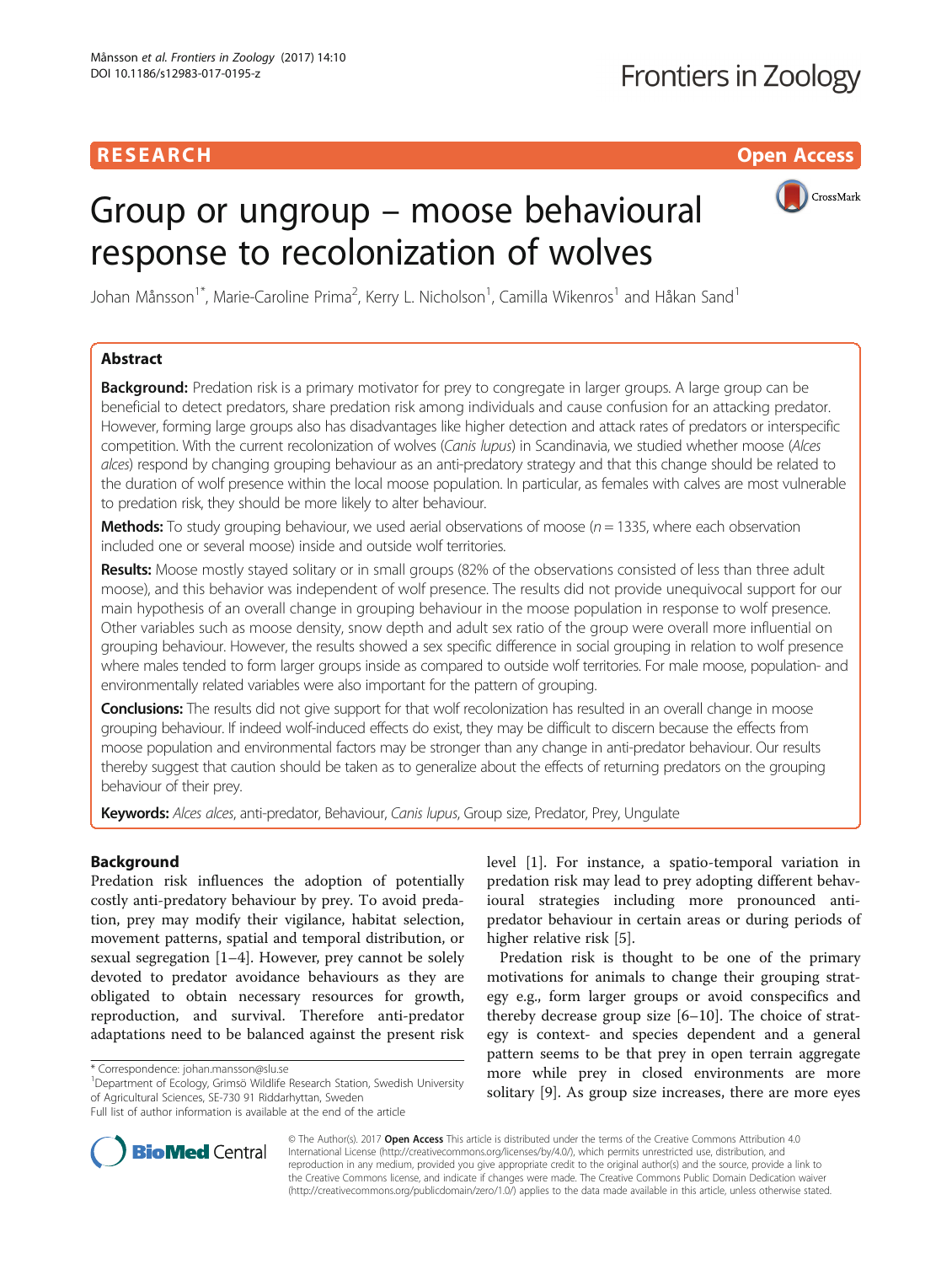RESEARCH

Open Access

# Group or ungroup – moose behavioural response to recolonization of wolves

Johan Månsson[1*], Marie-Caroline Prima[2], Kerry L. Nicholson[1], Camilla Wikenros[1] and Håkan Sand[1]

## Abstract

**Background:** Predation risk is a primary motivator for prey to congregate in larger groups. A large group can be beneficial to detect predators, share predation risk among individuals and cause confusion for an attacking predator. However, forming large groups also has disadvantages like higher detection and attack rates of predators or interspecific competition. With the current recolonization of wolves (*Canis lupus*) in Scandinavia, we studied whether moose (*Alces alces*) respond by changing grouping behaviour as an anti-predatory strategy and that this change should be related to the duration of wolf presence within the local moose population. In particular, as females with calves are most vulnerable to predation risk, they should be more likely to alter behaviour.

**Methods:** To study grouping behaviour, we used aerial observations of moose ($n = 1335$, where each observation included one or several moose) inside and outside wolf territories.

**Results:** Moose mostly stayed solitary or in small groups (82% of the observations consisted of less than three adult moose), and this behavior was independent of wolf presence. The results did not provide unequivocal support for our main hypothesis of an overall change in grouping behaviour in the moose population in response to wolf presence. Other variables such as moose density, snow depth and adult sex ratio of the group were overall more influential on grouping behaviour. However, the results showed a sex specific difference in social grouping in relation to wolf presence where males tended to form larger groups inside as compared to outside wolf territories. For male moose, population- and environmentally related variables were also important for the pattern of grouping.

**Conclusions:** The results did not give support for that wolf recolonization has resulted in an overall change in moose grouping behaviour. If indeed wolf-induced effects do exist, they may be difficult to discern because the effects from moose population and environmental factors may be stronger than any change in anti-predator behaviour. Our results thereby suggest that caution should be taken as to generalize about the effects of returning predators on the grouping behaviour of their prey.

**Keywords:** *Alces alces*, anti-predator, Behaviour, *Canis lupus*, Group size, Predator, Prey, Ungulate

## Background

Predation risk influences the adoption of potentially costly anti-predatory behaviour by prey. To avoid predation, prey may modify their vigilance, habitat selection, movement patterns, spatial and temporal distribution, or sexual segregation [1–4]. However, prey cannot be solely devoted to predator avoidance behaviours as they are obligated to obtain necessary resources for growth, reproduction, and survival. Therefore anti-predator adaptations need to be balanced against the present risk level [1]. For instance, a spatio-temporal variation in predation risk may lead to prey adopting different behavioural strategies including more pronounced anti-predator behaviour in certain areas or during periods of higher relative risk [5].

Predation risk is thought to be one of the primary motivations for animals to change their grouping strategy e.g., form larger groups or avoid conspecifics and thereby decrease group size [6–10]. The choice of strategy is context- and species dependent and a general pattern seems to be that prey in open terrain aggregate more while prey in closed environments are more solitary [9]. As group size increases, there are more eyes

\* Correspondence: johan.mansson@slu.se
[1]Department of Ecology, Grimsö Wildlife Research Station, Swedish University of Agricultural Sciences, SE-730 91 Riddarhyttan, Sweden
Full list of author information is available at the end of the article

© The Author(s). 2017 **Open Access** This article is distributed under the terms of the Creative Commons Attribution 4.0 International License (http://creativecommons.org/licenses/by/4.0/), which permits unrestricted use, distribution, and reproduction in any medium, provided you give appropriate credit to the original author(s) and the source, provide a link to the Creative Commons license, and indicate if changes were made. The Creative Commons Public Domain Dedication waiver (http://creativecommons.org/publicdomain/zero/1.0/) applies to the data made available in this article, unless otherwise stated.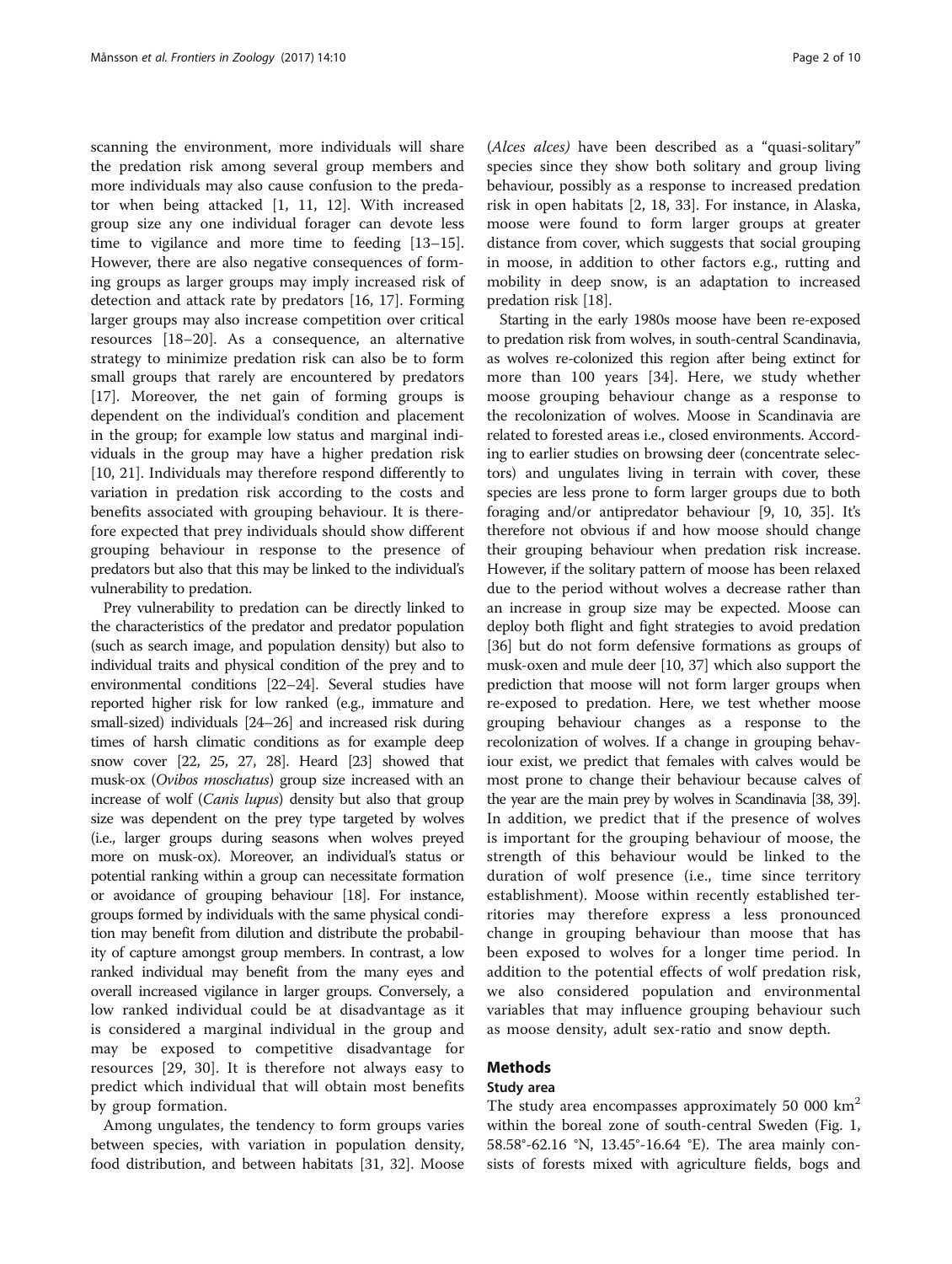scanning the environment, more individuals will share the predation risk among several group members and more individuals may also cause confusion to the predator when being attacked [1, 11, 12]. With increased group size any one individual forager can devote less time to vigilance and more time to feeding [13–15]. However, there are also negative consequences of forming groups as larger groups may imply increased risk of detection and attack rate by predators [16, 17]. Forming larger groups may also increase competition over critical resources [18–20]. As a consequence, an alternative strategy to minimize predation risk can also be to form small groups that rarely are encountered by predators [17]. Moreover, the net gain of forming groups is dependent on the individual's condition and placement in the group; for example low status and marginal individuals in the group may have a higher predation risk [10, 21]. Individuals may therefore respond differently to variation in predation risk according to the costs and benefits associated with grouping behaviour. It is therefore expected that prey individuals should show different grouping behaviour in response to the presence of predators but also that this may be linked to the individual's vulnerability to predation.

Prey vulnerability to predation can be directly linked to the characteristics of the predator and predator population (such as search image, and population density) but also to individual traits and physical condition of the prey and to environmental conditions [22–24]. Several studies have reported higher risk for low ranked (e.g., immature and small-sized) individuals [24–26] and increased risk during times of harsh climatic conditions as for example deep snow cover [22, 25, 27, 28]. Heard [23] showed that musk-ox (*Ovibos moschatus*) group size increased with an increase of wolf (*Canis lupus*) density but also that group size was dependent on the prey type targeted by wolves (i.e., larger groups during seasons when wolves preyed more on musk-ox). Moreover, an individual's status or potential ranking within a group can necessitate formation or avoidance of grouping behaviour [18]. For instance, groups formed by individuals with the same physical condition may benefit from dilution and distribute the probability of capture amongst group members. In contrast, a low ranked individual may benefit from the many eyes and overall increased vigilance in larger groups. Conversely, a low ranked individual could be at disadvantage as it is considered a marginal individual in the group and may be exposed to competitive disadvantage for resources [29, 30]. It is therefore not always easy to predict which individual that will obtain most benefits by group formation.

Among ungulates, the tendency to form groups varies between species, with variation in population density, food distribution, and between habitats [31, 32]. Moose (*Alces alces)* have been described as a "quasi-solitary" species since they show both solitary and group living behaviour, possibly as a response to increased predation risk in open habitats [2, 18, 33]. For instance, in Alaska, moose were found to form larger groups at greater distance from cover, which suggests that social grouping in moose, in addition to other factors e.g., rutting and mobility in deep snow, is an adaptation to increased predation risk [18].

Starting in the early 1980s moose have been re-exposed to predation risk from wolves, in south-central Scandinavia, as wolves re-colonized this region after being extinct for more than 100 years [34]. Here, we study whether moose grouping behaviour change as a response to the recolonization of wolves. Moose in Scandinavia are related to forested areas i.e., closed environments. According to earlier studies on browsing deer (concentrate selectors) and ungulates living in terrain with cover, these species are less prone to form larger groups due to both foraging and/or antipredator behaviour [9, 10, 35]. It's therefore not obvious if and how moose should change their grouping behaviour when predation risk increase. However, if the solitary pattern of moose has been relaxed due to the period without wolves a decrease rather than an increase in group size may be expected. Moose can deploy both flight and fight strategies to avoid predation [36] but do not form defensive formations as groups of musk-oxen and mule deer [10, 37] which also support the prediction that moose will not form larger groups when re-exposed to predation. Here, we test whether moose grouping behaviour changes as a response to the recolonization of wolves. If a change in grouping behaviour exist, we predict that females with calves would be most prone to change their behaviour because calves of the year are the main prey by wolves in Scandinavia [38, 39]. In addition, we predict that if the presence of wolves is important for the grouping behaviour of moose, the strength of this behaviour would be linked to the duration of wolf presence (i.e., time since territory establishment). Moose within recently established territories may therefore express a less pronounced change in grouping behaviour than moose that has been exposed to wolves for a longer time period. In addition to the potential effects of wolf predation risk, we also considered population and environmental variables that may influence grouping behaviour such as moose density, adult sex-ratio and snow depth.

## Methods

### Study area

The study area encompasses approximately 50 000 km$^2$ within the boreal zone of south-central Sweden (Fig. 1, 58.58°-62.16 °N, 13.45°-16.64 °E). The area mainly consists of forests mixed with agriculture fields, bogs and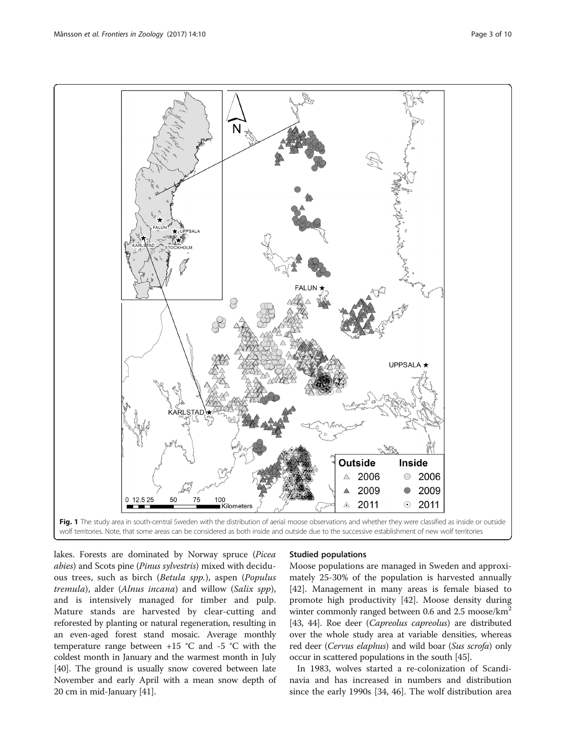Fig. 1 The study area in south-central Sweden with the distribution of aerial moose observations and whether they were classified as inside or outside wolf territories. Note, that some areas can be considered as both inside and outside due to the successive establishment of new wolf territories

lakes. Forests are dominated by Norway spruce (*Picea abies*) and Scots pine (*Pinus sylvestris*) mixed with deciduous trees, such as birch (*Betula spp.*), aspen (*Populus tremula*), alder (*Alnus incana*) and willow (*Salix spp*), and is intensively managed for timber and pulp. Mature stands are harvested by clear-cutting and reforested by planting or natural regeneration, resulting in an even-aged forest stand mosaic. Average monthly temperature range between +15 °C and -5 °C with the coldest month in January and the warmest month in July [40]. The ground is usually snow covered between late November and early April with a mean snow depth of 20 cm in mid-January [41].

### Studied populations

Moose populations are managed in Sweden and approximately 25-30% of the population is harvested annually [42]. Management in many areas is female biased to promote high productivity [42]. Moose density during winter commonly ranged between 0.6 and 2.5 moose/km$^2$ [43, 44]. Roe deer (*Capreolus capreolus*) are distributed over the whole study area at variable densities, whereas red deer (*Cervus elaphus*) and wild boar (*Sus scrofa*) only occur in scattered populations in the south [45].

In 1983, wolves started a re-colonization of Scandinavia and has increased in numbers and distribution since the early 1990s [34, 46]. The wolf distribution area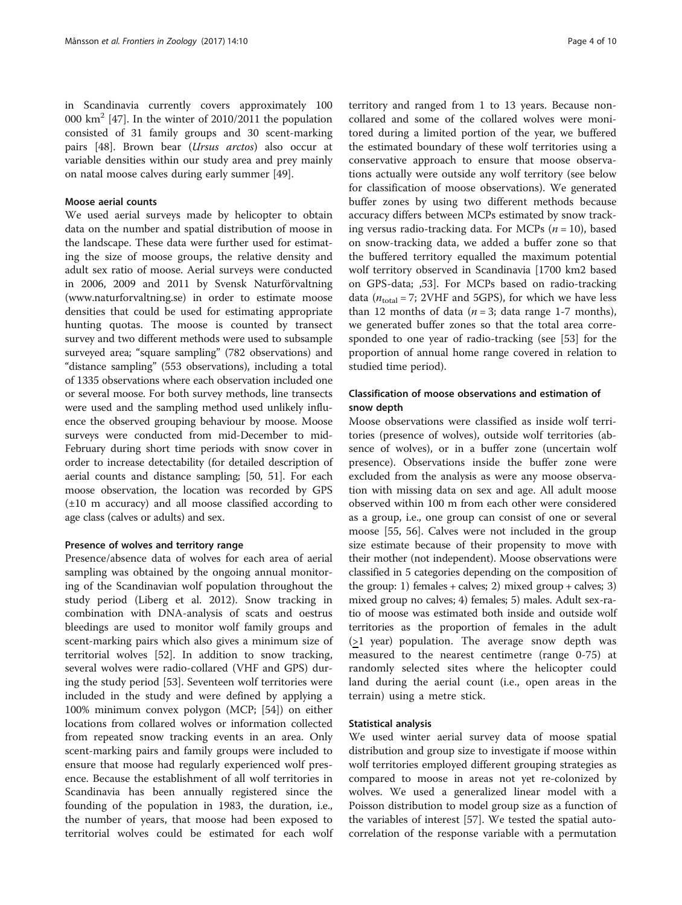in Scandinavia currently covers approximately 100 000 km$^2$ [47]. In the winter of 2010/2011 the population consisted of 31 family groups and 30 scent-marking pairs [48]. Brown bear (*Ursus arctos*) also occur at variable densities within our study area and prey mainly on natal moose calves during early summer [49].

### Moose aerial counts

We used aerial surveys made by helicopter to obtain data on the number and spatial distribution of moose in the landscape. These data were further used for estimating the size of moose groups, the relative density and adult sex ratio of moose. Aerial surveys were conducted in 2006, 2009 and 2011 by Svensk Naturförvaltning (www.naturforvaltning.se) in order to estimate moose densities that could be used for estimating appropriate hunting quotas. The moose is counted by transect survey and two different methods were used to subsample surveyed area; "square sampling" (782 observations) and "distance sampling" (553 observations), including a total of 1335 observations where each observation included one or several moose. For both survey methods, line transects were used and the sampling method used unlikely influence the observed grouping behaviour by moose. Moose surveys were conducted from mid-December to mid-February during short time periods with snow cover in order to increase detectability (for detailed description of aerial counts and distance sampling; [50, 51]. For each moose observation, the location was recorded by GPS (±10 m accuracy) and all moose classified according to age class (calves or adults) and sex.

### Presence of wolves and territory range

Presence/absence data of wolves for each area of aerial sampling was obtained by the ongoing annual monitoring of the Scandinavian wolf population throughout the study period (Liberg et al. 2012). Snow tracking in combination with DNA-analysis of scats and oestrus bleedings are used to monitor wolf family groups and scent-marking pairs which also gives a minimum size of territorial wolves [52]. In addition to snow tracking, several wolves were radio-collared (VHF and GPS) during the study period [53]. Seventeen wolf territories were included in the study and were defined by applying a 100% minimum convex polygon (MCP; [54]) on either locations from collared wolves or information collected from repeated snow tracking events in an area. Only scent-marking pairs and family groups were included to ensure that moose had regularly experienced wolf presence. Because the establishment of all wolf territories in Scandinavia has been annually registered since the founding of the population in 1983, the duration, i.e., the number of years, that moose had been exposed to territorial wolves could be estimated for each wolf territory and ranged from 1 to 13 years. Because non-collared and some of the collared wolves were monitored during a limited portion of the year, we buffered the estimated boundary of these wolf territories using a conservative approach to ensure that moose observations actually were outside any wolf territory (see below for classification of moose observations). We generated buffer zones by using two different methods because accuracy differs between MCPs estimated by snow tracking versus radio-tracking data. For MCPs ($n = 10$), based on snow-tracking data, we added a buffer zone so that the buffered territory equalled the maximum potential wolf territory observed in Scandinavia [1700 km2 based on GPS-data; ,53]. For MCPs based on radio-tracking data ($n_{total} = 7$; 2VHF and 5GPS), for which we have less than 12 months of data ($n = 3$; data range 1-7 months), we generated buffer zones so that the total area corresponded to one year of radio-tracking (see [53] for the proportion of annual home range covered in relation to studied time period).

### Classification of moose observations and estimation of snow depth

Moose observations were classified as inside wolf territories (presence of wolves), outside wolf territories (absence of wolves), or in a buffer zone (uncertain wolf presence). Observations inside the buffer zone were excluded from the analysis as were any moose observation with missing data on sex and age. All adult moose observed within 100 m from each other were considered as a group, i.e., one group can consist of one or several moose [55, 56]. Calves were not included in the group size estimate because of their propensity to move with their mother (not independent). Moose observations were classified in 5 categories depending on the composition of the group: 1) females + calves; 2) mixed group + calves; 3) mixed group no calves; 4) females; 5) males. Adult sex-ratio of moose was estimated both inside and outside wolf territories as the proportion of females in the adult ($\geq$1 year) population. The average snow depth was measured to the nearest centimetre (range 0-75) at randomly selected sites where the helicopter could land during the aerial count (i.e., open areas in the terrain) using a metre stick.

### Statistical analysis

We used winter aerial survey data of moose spatial distribution and group size to investigate if moose within wolf territories employed different grouping strategies as compared to moose in areas not yet re-colonized by wolves. We used a generalized linear model with a Poisson distribution to model group size as a function of the variables of interest [57]. We tested the spatial autocorrelation of the response variable with a permutation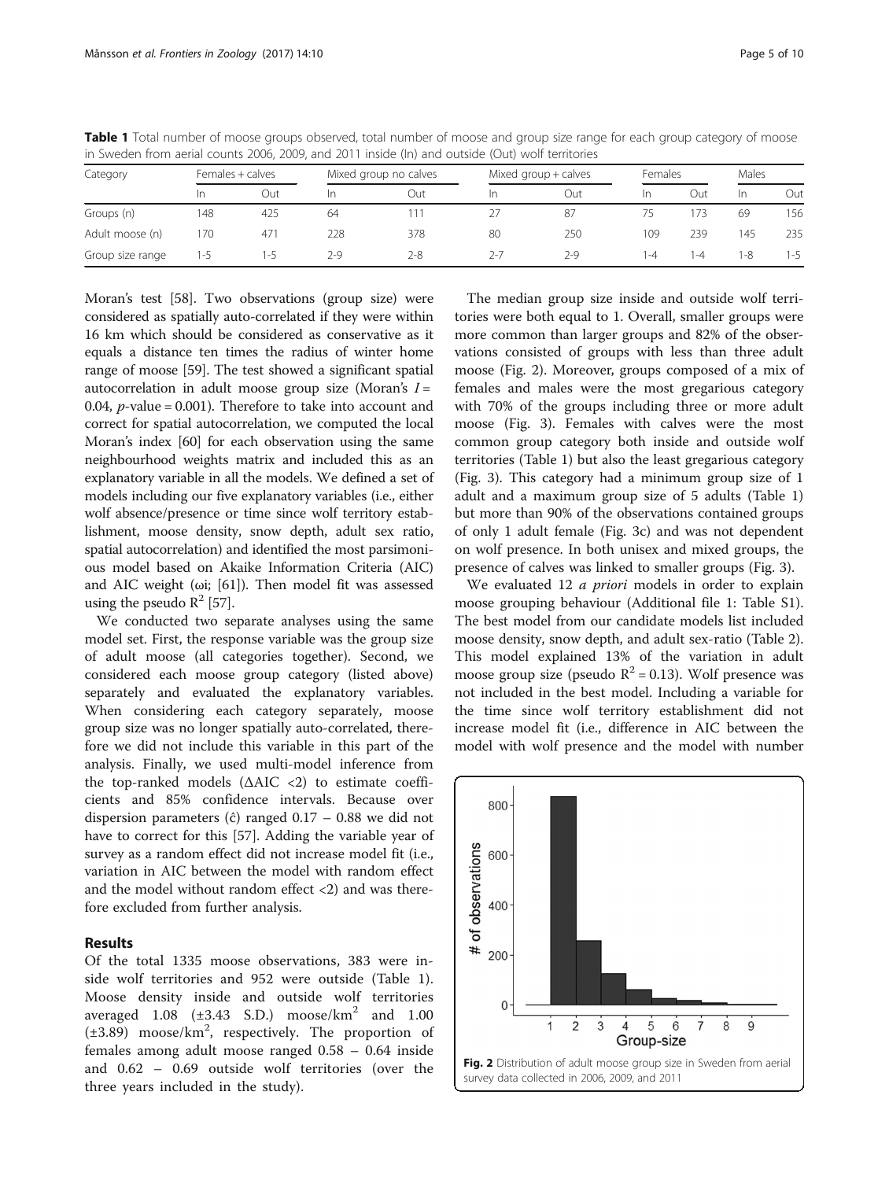**Table 1** Total number of moose groups observed, total number of moose and group size range for each group category of moose in Sweden from aerial counts 2006, 2009, and 2011 inside (In) and outside (Out) wolf territories

| Category | Females + calves | | Mixed group no calves | | Mixed group + calves | | Females | | Males | |
|---|---|---|---|---|---|---|---|---|---|---|
| | In | Out | In | Out | In | Out | In | Out | In | Out |
| Groups (n) | 148 | 425 | 64 | 111 | 27 | 87 | 75 | 173 | 69 | 156 |
| Adult moose (n) | 170 | 471 | 228 | 378 | 80 | 250 | 109 | 239 | 145 | 235 |
| Group size range | 1-5 | 1-5 | 2-9 | 2-8 | 2-7 | 2-9 | 1-4 | 1-4 | 1-8 | 1-5 |

Moran's test [58]. Two observations (group size) were considered as spatially auto-correlated if they were within 16 km which should be considered as conservative as it equals a distance ten times the radius of winter home range of moose [59]. The test showed a significant spatial autocorrelation in adult moose group size (Moran's $I$ = 0.04, $p$-value = 0.001). Therefore to take into account and correct for spatial autocorrelation, we computed the local Moran's index [60] for each observation using the same neighbourhood weights matrix and included this as an explanatory variable in all the models. We defined a set of models including our five explanatory variables (i.e., either wolf absence/presence or time since wolf territory establishment, moose density, snow depth, adult sex ratio, spatial autocorrelation) and identified the most parsimonious model based on Akaike Information Criteria (AIC) and AIC weight (ωi; [61]). Then model fit was assessed using the pseudo $R^2$ [57].

We conducted two separate analyses using the same model set. First, the response variable was the group size of adult moose (all categories together). Second, we considered each moose group category (listed above) separately and evaluated the explanatory variables. When considering each category separately, moose group size was no longer spatially auto-correlated, therefore we did not include this variable in this part of the analysis. Finally, we used multi-model inference from the top-ranked models (ΔAIC <2) to estimate coefficients and 85% confidence intervals. Because over dispersion parameters ($\hat{c}$) ranged 0.17 – 0.88 we did not have to correct for this [57]. Adding the variable year of survey as a random effect did not increase model fit (i.e., variation in AIC between the model with random effect and the model without random effect <2) and was therefore excluded from further analysis.

## Results

Of the total 1335 moose observations, 383 were inside wolf territories and 952 were outside (Table 1). Moose density inside and outside wolf territories averaged 1.08 (±3.43 S.D.) moose/km$^2$ and 1.00 (±3.89) moose/km$^2$, respectively. The proportion of females among adult moose ranged 0.58 – 0.64 inside and 0.62 – 0.69 outside wolf territories (over the three years included in the study).

The median group size inside and outside wolf territories were both equal to 1. Overall, smaller groups were more common than larger groups and 82% of the observations consisted of groups with less than three adult moose (Fig. 2). Moreover, groups composed of a mix of females and males were the most gregarious category with 70% of the groups including three or more adult moose (Fig. 3). Females with calves were the most common group category both inside and outside wolf territories (Table 1) but also the least gregarious category (Fig. 3). This category had a minimum group size of 1 adult and a maximum group size of 5 adults (Table 1) but more than 90% of the observations contained groups of only 1 adult female (Fig. 3c) and was not dependent on wolf presence. In both unisex and mixed groups, the presence of calves was linked to smaller groups (Fig. 3).

We evaluated 12 *a priori* models in order to explain moose grouping behaviour (Additional file 1: Table S1). The best model from our candidate models list included moose density, snow depth, and adult sex-ratio (Table 2). This model explained 13% of the variation in adult moose group size (pseudo $R^2$ = 0.13). Wolf presence was not included in the best model. Including a variable for the time since wolf territory establishment did not increase model fit (i.e., difference in AIC between the model with wolf presence and the model with number

**Fig. 2** Distribution of adult moose group size in Sweden from aerial survey data collected in 2006, 2009, and 2011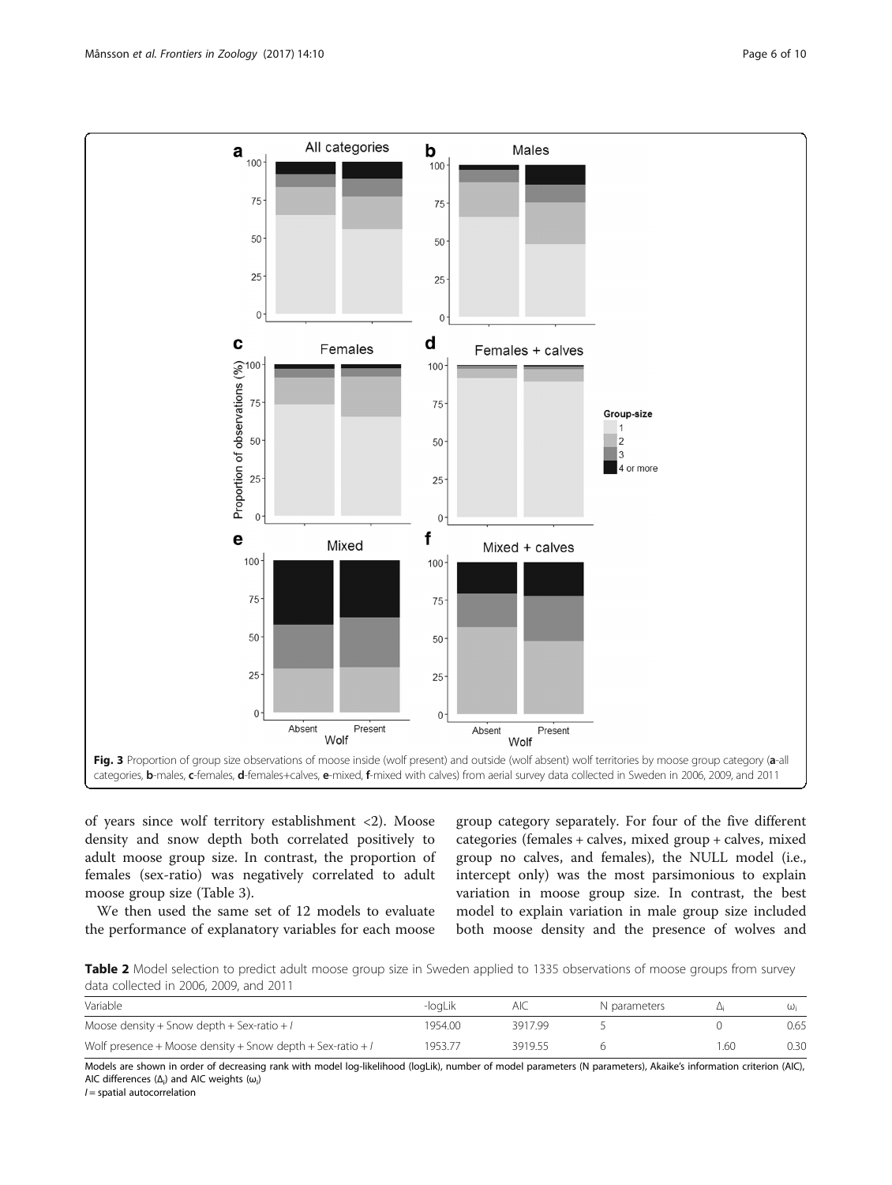Fig. 3 Proportion of group size observations of moose inside (wolf present) and outside (wolf absent) wolf territories by moose group category (**a**-all categories, **b**-males, **c**-females, **d**-females+calves, **e**-mixed, **f**-mixed with calves) from aerial survey data collected in Sweden in 2006, 2009, and 2011

of years since wolf territory establishment <2). Moose density and snow depth both correlated positively to adult moose group size. In contrast, the proportion of females (sex-ratio) was negatively correlated to adult moose group size (Table 3).

We then used the same set of 12 models to evaluate the performance of explanatory variables for each moose group category separately. For four of the five different categories (females + calves, mixed group + calves, mixed group no calves, and females), the NULL model (i.e., intercept only) was the most parsimonious to explain variation in moose group size. In contrast, the best model to explain variation in male group size included both moose density and the presence of wolves and

**Table 2** Model selection to predict adult moose group size in Sweden applied to 1335 observations of moose groups from survey data collected in 2006, 2009, and 2011

| Variable | -logLik | AIC | N parameters | $\Delta_i$ | $\omega_i$ |
|---|---|---|---|---|---|
| Moose density + Snow depth + Sex-ratio + *I* | 1954.00 | 3917.99 | 5 | 0 | 0.65 |
| Wolf presence + Moose density + Snow depth + Sex-ratio + *I* | 1953.77 | 3919.55 | 6 | 1.60 | 0.30 |

Models are shown in order of decreasing rank with model log-likelihood (logLik), number of model parameters (N parameters), Akaike's information criterion (AIC), AIC differences ($\Delta_i$) and AIC weights ($\omega_i$)

*I* = spatial autocorrelation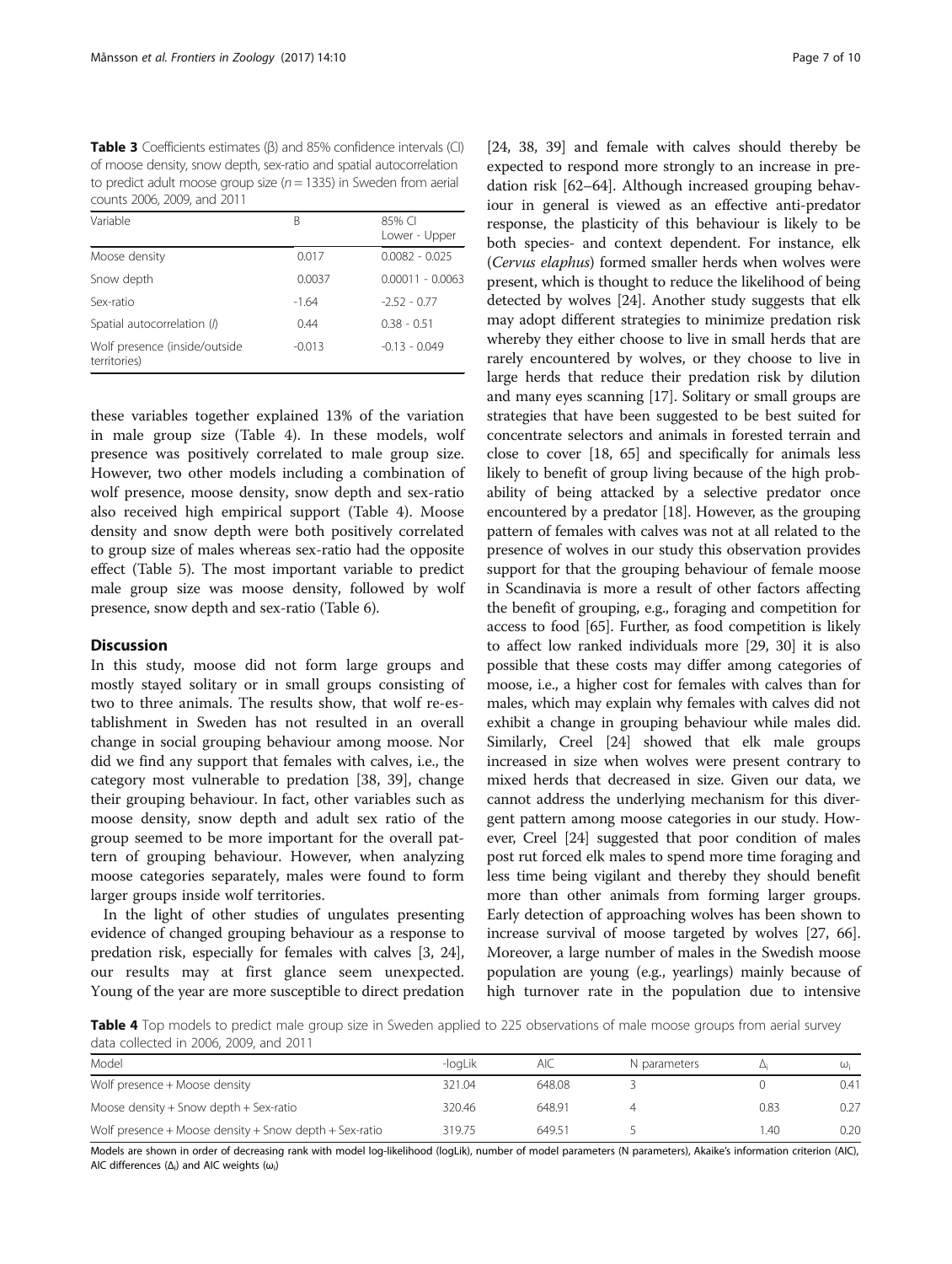**Table 3** Coefficients estimates (β) and 85% confidence intervals (CI) of moose density, snow depth, sex-ratio and spatial autocorrelation to predict adult moose group size ($n = 1335$) in Sweden from aerial counts 2006, 2009, and 2011

| Variable | B | 85% CI Lower - Upper |
|---|---|---|
| Moose density | 0.017 | 0.0082 - 0.025 |
| Snow depth | 0.0037 | 0.00011 - 0.0063 |
| Sex-ratio | -1.64 | -2.52 - 0.77 |
| Spatial autocorrelation (*I*) | 0.44 | 0.38 - 0.51 |
| Wolf presence (inside/outside territories) | -0.013 | -0.13 - 0.049 |

these variables together explained 13% of the variation in male group size (Table 4). In these models, wolf presence was positively correlated to male group size. However, two other models including a combination of wolf presence, moose density, snow depth and sex-ratio also received high empirical support (Table 4). Moose density and snow depth were both positively correlated to group size of males whereas sex-ratio had the opposite effect (Table 5). The most important variable to predict male group size was moose density, followed by wolf presence, snow depth and sex-ratio (Table 6).

## Discussion

In this study, moose did not form large groups and mostly stayed solitary or in small groups consisting of two to three animals. The results show, that wolf re-establishment in Sweden has not resulted in an overall change in social grouping behaviour among moose. Nor did we find any support that females with calves, i.e., the category most vulnerable to predation [38, 39], change their grouping behaviour. In fact, other variables such as moose density, snow depth and adult sex ratio of the group seemed to be more important for the overall pattern of grouping behaviour. However, when analyzing moose categories separately, males were found to form larger groups inside wolf territories.

In the light of other studies of ungulates presenting evidence of changed grouping behaviour as a response to predation risk, especially for females with calves [3, 24], our results may at first glance seem unexpected. Young of the year are more susceptible to direct predation [24, 38, 39] and female with calves should thereby be expected to respond more strongly to an increase in predation risk [62–64]. Although increased grouping behaviour in general is viewed as an effective anti-predator response, the plasticity of this behaviour is likely to be both species- and context dependent. For instance, elk (*Cervus elaphus*) formed smaller herds when wolves were present, which is thought to reduce the likelihood of being detected by wolves [24]. Another study suggests that elk may adopt different strategies to minimize predation risk whereby they either choose to live in small herds that are rarely encountered by wolves, or they choose to live in large herds that reduce their predation risk by dilution and many eyes scanning [17]. Solitary or small groups are strategies that have been suggested to be best suited for concentrate selectors and animals in forested terrain and close to cover [18, 65] and specifically for animals less likely to benefit of group living because of the high probability of being attacked by a selective predator once encountered by a predator [18]. However, as the grouping pattern of females with calves was not at all related to the presence of wolves in our study this observation provides support for that the grouping behaviour of female moose in Scandinavia is more a result of other factors affecting the benefit of grouping, e.g., foraging and competition for access to food [65]. Further, as food competition is likely to affect low ranked individuals more [29, 30] it is also possible that these costs may differ among categories of moose, i.e., a higher cost for females with calves than for males, which may explain why females with calves did not exhibit a change in grouping behaviour while males did. Similarly, Creel [24] showed that elk male groups increased in size when wolves were present contrary to mixed herds that decreased in size. Given our data, we cannot address the underlying mechanism for this divergent pattern among moose categories in our study. However, Creel [24] suggested that poor condition of males post rut forced elk males to spend more time foraging and less time being vigilant and thereby they should benefit more than other animals from forming larger groups. Early detection of approaching wolves has been shown to increase survival of moose targeted by wolves [27, 66]. Moreover, a large number of males in the Swedish moose population are young (e.g., yearlings) mainly because of high turnover rate in the population due to intensive

**Table 4** Top models to predict male group size in Sweden applied to 225 observations of male moose groups from aerial survey data collected in 2006, 2009, and 2011

| Model | -logLik | AIC | N parameters | $\Delta_i$ | $\omega_i$ |
|---|---|---|---|---|---|
| Wolf presence + Moose density | 321.04 | 648.08 | 3 | 0 | 0.41 |
| Moose density + Snow depth + Sex-ratio | 320.46 | 648.91 | 4 | 0.83 | 0.27 |
| Wolf presence + Moose density + Snow depth + Sex-ratio | 319.75 | 649.51 | 5 | 1.40 | 0.20 |

Models are shown in order of decreasing rank with model log-likelihood (logLik), number of model parameters (N parameters), Akaike's information criterion (AIC), AIC differences ($\Delta_i$) and AIC weights ($\omega_i$)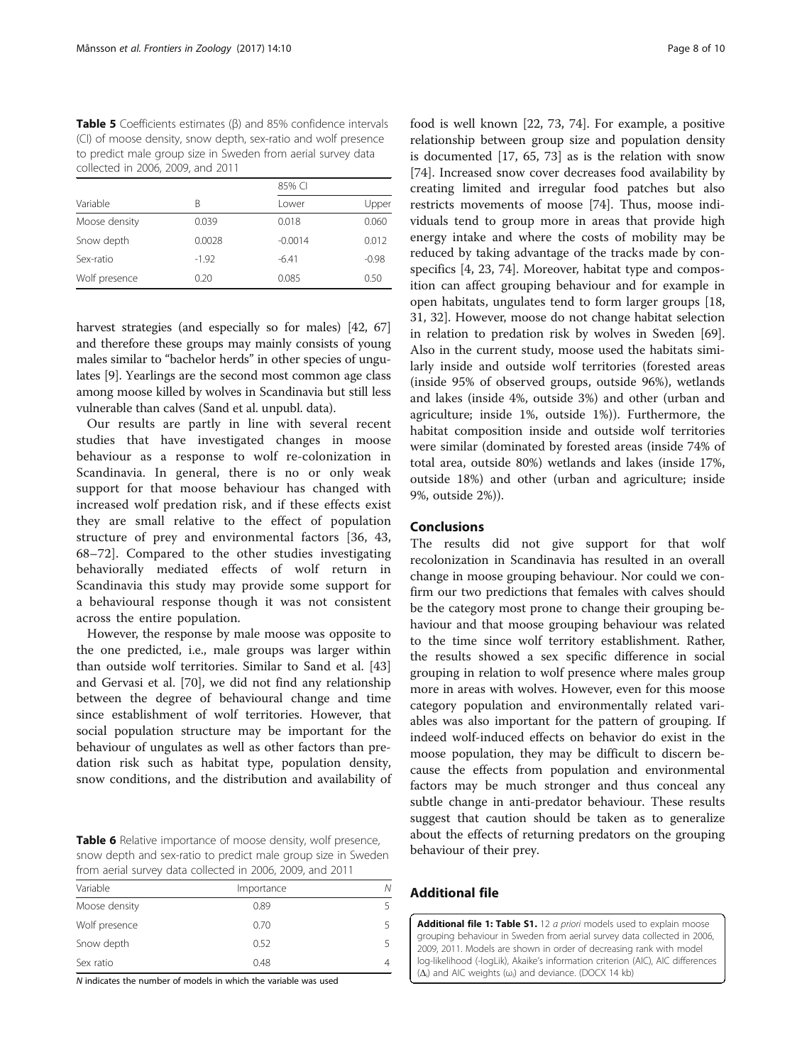**Table 5** Coefficients estimates (β) and 85% confidence intervals (CI) of moose density, snow depth, sex-ratio and wolf presence to predict male group size in Sweden from aerial survey data collected in 2006, 2009, and 2011

| Variable | Β | 85% CI | |
|---|---|---|---|
| | | Lower | Upper |
| Moose density | 0.039 | 0.018 | 0.060 |
| Snow depth | 0.0028 | -0.0014 | 0.012 |
| Sex-ratio | -1.92 | -6.41 | -0.98 |
| Wolf presence | 0.20 | 0.085 | 0.50 |

harvest strategies (and especially so for males) [42, 67] and therefore these groups may mainly consists of young males similar to "bachelor herds" in other species of ungulates [9]. Yearlings are the second most common age class among moose killed by wolves in Scandinavia but still less vulnerable than calves (Sand et al. unpubl. data).

Our results are partly in line with several recent studies that have investigated changes in moose behaviour as a response to wolf re-colonization in Scandinavia. In general, there is no or only weak support for that moose behaviour has changed with increased wolf predation risk, and if these effects exist they are small relative to the effect of population structure of prey and environmental factors [36, 43, 68–72]. Compared to the other studies investigating behaviorally mediated effects of wolf return in Scandinavia this study may provide some support for a behavioural response though it was not consistent across the entire population.

However, the response by male moose was opposite to the one predicted, i.e., male groups was larger within than outside wolf territories. Similar to Sand et al. [43] and Gervasi et al. [70], we did not find any relationship between the degree of behavioural change and time since establishment of wolf territories. However, that social population structure may be important for the behaviour of ungulates as well as other factors than predation risk such as habitat type, population density, snow conditions, and the distribution and availability of food is well known [22, 73, 74]. For example, a positive relationship between group size and population density is documented [17, 65, 73] as is the relation with snow [74]. Increased snow cover decreases food availability by creating limited and irregular food patches but also restricts movements of moose [74]. Thus, moose individuals tend to group more in areas that provide high energy intake and where the costs of mobility may be reduced by taking advantage of the tracks made by conspecifics [4, 23, 74]. Moreover, habitat type and composition can affect grouping behaviour and for example in open habitats, ungulates tend to form larger groups [18, 31, 32]. However, moose do not change habitat selection in relation to predation risk by wolves in Sweden [69]. Also in the current study, moose used the habitats similarly inside and outside wolf territories (forested areas (inside 95% of observed groups, outside 96%), wetlands and lakes (inside 4%, outside 3%) and other (urban and agriculture; inside 1%, outside 1%)). Furthermore, the habitat composition inside and outside wolf territories were similar (dominated by forested areas (inside 74% of total area, outside 80%) wetlands and lakes (inside 17%, outside 18%) and other (urban and agriculture; inside 9%, outside 2%)).

**Table 6** Relative importance of moose density, wolf presence, snow depth and sex-ratio to predict male group size in Sweden from aerial survey data collected in 2006, 2009, and 2011

| Variable | Importance | N |
|---|---|---|
| Moose density | 0.89 | 5 |
| Wolf presence | 0.70 | 5 |
| Snow depth | 0.52 | 5 |
| Sex ratio | 0.48 | 4 |

*N* indicates the number of models in which the variable was used

## Conclusions

The results did not give support for that wolf recolonization in Scandinavia has resulted in an overall change in moose grouping behaviour. Nor could we confirm our two predictions that females with calves should be the category most prone to change their grouping behaviour and that moose grouping behaviour was related to the time since wolf territory establishment. Rather, the results showed a sex specific difference in social grouping in relation to wolf presence where males group more in areas with wolves. However, even for this moose category population and environmentally related variables was also important for the pattern of grouping. If indeed wolf-induced effects on behavior do exist in the moose population, they may be difficult to discern because the effects from population and environmental factors may be much stronger and thus conceal any subtle change in anti-predator behaviour. These results suggest that caution should be taken as to generalize about the effects of returning predators on the grouping behaviour of their prey.

## Additional file

**Additional file 1: Table S1.** 12 *a priori* models used to explain moose grouping behaviour in Sweden from aerial survey data collected in 2006, 2009, 2011. Models are shown in order of decreasing rank with model log-likelihood (-logLik), Akaike's information criterion (AIC), AIC differences ($\Delta_i$) and AIC weights ($\omega_i$) and deviance. (DOCX 14 kb)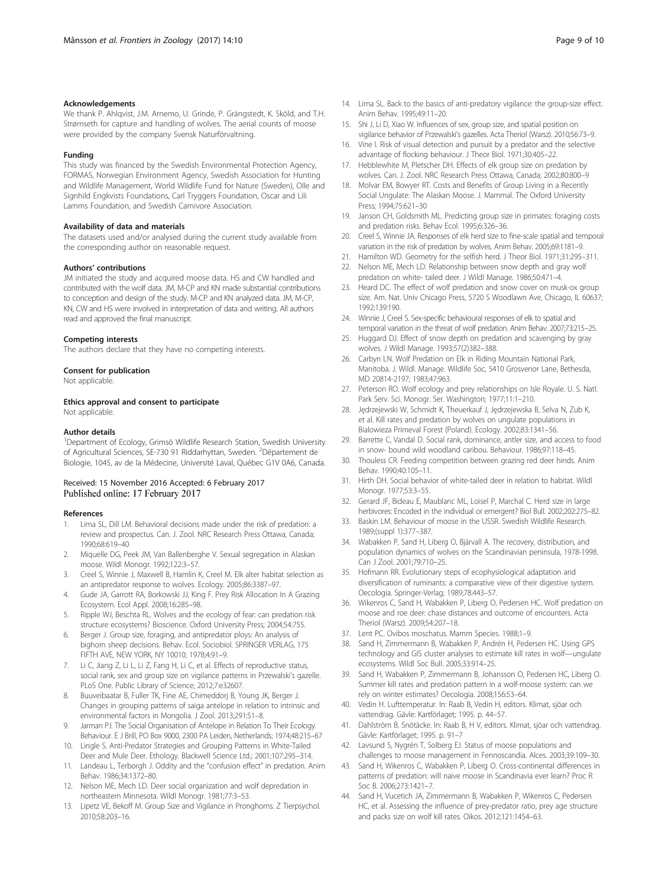#### Acknowledgements

We thank P. Ahlqvist, J.M. Arnemo, U. Grinde, P. Grängstedt, K. Sköld, and T.H. Strømseth for capture and handling of wolves. The aerial counts of moose were provided by the company Svensk Naturförvaltning.

#### Funding

This study was financed by the Swedish Environmental Protection Agency, FORMAS, Norwegian Environment Agency, Swedish Association for Hunting and Wildlife Management, World Wildlife Fund for Nature (Sweden), Olle and Signhild Engkvists Foundations, Carl Tryggers Foundation, Oscar and Lili Lamms Foundation, and Swedish Carnivore Association.

#### Availability of data and materials

The datasets used and/or analysed during the current study available from the corresponding author on reasonable request.

#### Authors' contributions

JM initiated the study and acquired moose data. HS and CW handled and contributed with the wolf data. JM, M-CP and KN made substantial contributions to conception and design of the study. M-CP and KN analyzed data. JM, M-CP, KN, CW and HS were involved in interpretation of data and writing. All authors read and approved the final manuscript.

#### Competing interests

The authors declare that they have no competing interests.

#### Consent for publication

Not applicable.

#### Ethics approval and consent to participate

Not applicable.

#### Author details

[1]Department of Ecology, Grimsö Wildlife Research Station, Swedish University of Agricultural Sciences, SE-730 91 Riddarhyttan, Sweden. [2]Département de Biologie, 1045, av de la Médecine, Université Laval, Québec G1V 0A6, Canada.

Received: 15 November 2016 Accepted: 6 February 2017
Published online: 17 February 2017

#### References

1. Lima SL, Dill LM. Behavioral decisions made under the risk of predation: a review and prospectus. Can. J. Zool. NRC Research Press Ottawa, Canada; 1990;68:619–40
2. Miquelle DG, Peek JM, Van Ballenberghe V. Sexual segregation in Alaskan moose. Wildl Monogr. 1992;122:3–57.
3. Creel S, Winnie J, Maxwell B, Hamlin K, Creel M. Elk alter habitat selection as an antipredator response to wolves. Ecology. 2005;86:3387–97.
4. Gude JA, Garrott RA, Borkowski JJ, King F. Prey Risk Allocation In A Grazing Ecosystem. Ecol Appl. 2008;16:285–98.
5. Ripple WJ, Beschta RL. Wolves and the ecology of fear: can predation risk structure ecosystems? Bioscience. Oxford University Press; 2004;54:755.
6. Berger J. Group size, foraging, and antipredator ploys: An analysis of bighorn sheep decisions. Behav. Ecol. Sociobiol. SPRINGER VERLAG, 175 FIFTH AVE, NEW YORK, NY 10010; 1978;4:91–9.
7. Li C, Jiang Z, Li L, Li Z, Fang H, Li C, et al. Effects of reproductive status, social rank, sex and group size on vigilance patterns in Przewalski's gazelle. PLoS One. Public Library of Science; 2012;7:e32607.
8. Buuveibaatar B, Fuller TK, Fine AE, Chimeddorj B, Young JK, Berger J. Changes in grouping patterns of saiga antelope in relation to intrinsic and environmental factors in Mongolia. J Zool. 2013;291:51–8.
9. Jarman PJ. The Social Organisation of Antelope in Relation To Their Ecology. Behaviour. E J Brill, PO Box 9000, 2300 PA Leiden, Netherlands; 1974;48:215–67
10. Lingle S. Anti-Predator Strategies and Grouping Patterns in White-Tailed Deer and Mule Deer. Ethology. Blackwell Science Ltd.; 2001;107:295–314.
11. Landeau L, Terborgh J. Oddity and the "confusion effect" in predation. Anim Behav. 1986;34:1372–80.
12. Nelson ME, Mech LD. Deer social organization and wolf depredation in northeastern Minnesota. Wildl Monogr. 1981;77:3–53.
13. Lipetz VE, Bekoff M. Group Size and Vigilance in Pronghorns. Z Tierpsychol. 2010;58:203–16.
14. Lima SL. Back to the basics of anti-predatory vigilance: the group-size effect. Anim Behav. 1995;49:11–20.
15. Shi J, Li D, Xiao W. Influences of sex, group size, and spatial position on vigilance behavior of Przewalski's gazelles. Acta Theriol (Warsz). 2010;56:73–9.
16. Vine I. Risk of visual detection and pursuit by a predator and the selective advantage of flocking behaviour. J Theor Biol. 1971;30:405–22.
17. Hebblewhite M, Pletscher DH. Effects of elk group size on predation by wolves. Can. J. Zool. NRC Research Press Ottawa, Canada; 2002;80:800–9
18. Molvar EM, Bowyer RT. Costs and Benefits of Group Living in a Recently Social Ungulate: The Alaskan Moose. J. Mammal. The Oxford University Press; 1994;75:621–30
19. Janson CH, Goldsmith ML. Predicting group size in primates: foraging costs and predation risks. Behav Ecol. 1995;6:326–36.
20. Creel S, Winnie JA. Responses of elk herd size to fine-scale spatial and temporal variation in the risk of predation by wolves. Anim Behav. 2005;69:1181–9.
21. Hamilton WD. Geometry for the selfish herd. J Theor Biol. 1971;31:295–311.
22. Nelson ME, Mech LD. Relationship between snow depth and gray wolf predation on white- tailed deer. J Wildl Manage. 1986;50:471–4.
23. Heard DC. The effect of wolf predation and snow cover on musk-ox group size. Am. Nat. Univ Chicago Press, 5720 S Woodlawn Ave, Chicago, IL 60637; 1992;139:190.
24. Winnie J, Creel S. Sex-specific behavioural responses of elk to spatial and temporal variation in the threat of wolf predation. Anim Behav. 2007;73:215–25.
25. Huggard DJ. Effect of snow depth on predation and scavenging by gray wolves. J Wildl Manage. 1993;57(2)382–388.
26. Carbyn LN. Wolf Predation on Elk in Riding Mountain National Park, Manitoba. J. Wildl. Manage. Wildlife Soc, 5410 Grosvenor Lane, Bethesda, MD 20814-2197; 1983;47:963.
27. Peterson RO. Wolf ecology and prey relationships on Isle Royale. U. S. Natl. Park Serv. Sci. Monogr. Ser. Washington; 1977;11:1–210.
28. Jędrzejewski W, Schmidt K, Theuerkauf J, Jędrzejewska B, Selva N, Zub K, et al. Kill rates and predation by wolves on ungulate populations in Bialowieza Primeval Forest (Poland). Ecology. 2002;83:1341–56.
29. Barrette C, Vandal D. Social rank, dominance, antler size, and access to food in snow- bound wild woodland caribou. Behaviour. 1986;97:118–45.
30. Thouless CR. Feeding competition between grazing red deer hinds. Anim Behav. 1990;40:105–11.
31. Hirth DH. Social behavior of white-tailed deer in relation to habitat. Wildl Monogr. 1977;53:3–55.
32. Gerard JF, Bideau E, Maublanc ML, Loisel P, Marchal C. Herd size in large herbivores: Encoded in the individual or emergent? Biol Bull. 2002;202:275–82.
33. Baskin LM. Behaviour of moose in the USSR. Swedish Wildlife Research. 1989;(suppl 1):377–387.
34. Wabakken P, Sand H, Liberg O, Bjärvall A. The recovery, distribution, and population dynamics of wolves on the Scandinavian peninsula, 1978-1998. Can J Zool. 2001;79:710–25.
35. Hofmann RR. Evolutionary steps of ecophysiological adaptation and diversification of ruminants: a comparative view of their digestive system. Oecologia. Springer-Verlag; 1989;78:443–57.
36. Wikenros C, Sand H, Wabakken P, Liberg O, Pedersen HC. Wolf predation on moose and roe deer: chase distances and outcome of encounters. Acta Theriol (Warsz). 2009;54:207–18.
37. Lent PC. Ovibos moschatus. Mamm Species. 1988;1–9.
38. Sand H, Zimmermann B, Wabakken P, Andrén H, Pedersen HC. Using GPS technology and GIS cluster analyses to estimate kill rates in wolf—ungulate ecosystems. Wildl Soc Bull. 2005;33:914–25.
39. Sand H, Wabakken P, Zimmermann B, Johansson O, Pedersen HC, Liberg O. Summer kill rates and predation pattern in a wolf-moose system: can we rely on winter estimates? Oecologia. 2008;156:53–64.
40. Vedin H. Lufttemperatur. In: Raab B, Vedin H, editors. Klimat, sjöar och vattendrag. Gävle: Kartförlaget; 1995. p. 44–57.
41. Dahlström B. Snötäcke. In: Raab B, H V, editors. Klimat, sjöar och vattendrag. Gävle: Kartförlaget; 1995. p. 91–7
42. Lavsund S, Nygrén T, Solberg EJ. Status of moose populations and challenges to moose management in Fennoscandia. Alces. 2003;39:109–30.
43. Sand H, Wikenros C, Wabakken P, Liberg O. Cross-continental differences in patterns of predation: will naive moose in Scandinavia ever learn? Proc R Soc B. 2006;273:1421–7.
44. Sand H, Vucetich JA, Zimmermann B, Wabakken P, Wikenros C, Pedersen HC, et al. Assessing the influence of prey-predator ratio, prey age structure and packs size on wolf kill rates. Oikos. 2012;121:1454–63.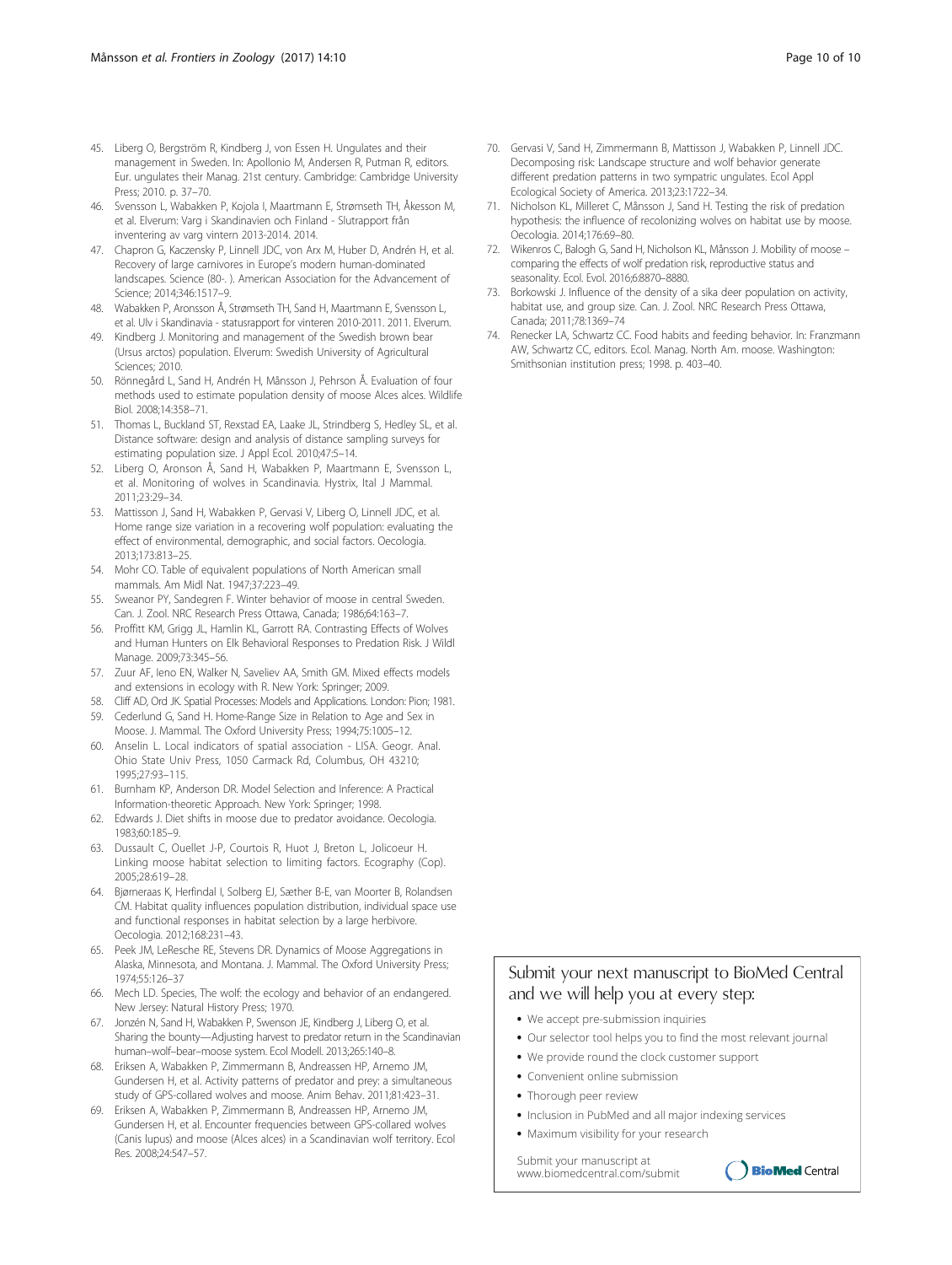45. Liberg O, Bergström R, Kindberg J, von Essen H. Ungulates and their management in Sweden. In: Apollonio M, Andersen R, Putman R, editors. Eur. ungulates their Manag. 21st century. Cambridge: Cambridge University Press; 2010. p. 37–70.
46. Svensson L, Wabakken P, Kojola I, Maartmann E, Strømseth TH, Åkesson M, et al. Elverum: Varg i Skandinavien och Finland - Slutrapport från inventering av varg vintern 2013-2014. 2014.
47. Chapron G, Kaczensky P, Linnell JDC, von Arx M, Huber D, Andrén H, et al. Recovery of large carnivores in Europe's modern human-dominated landscapes. Science (80-. ). American Association for the Advancement of Science; 2014;346:1517–9.
48. Wabakken P, Aronsson Å, Strømseth TH, Sand H, Maartmann E, Svensson L, et al. Ulv i Skandinavia - statusrapport for vinteren 2010-2011. 2011. Elverum.
49. Kindberg J. Monitoring and management of the Swedish brown bear (Ursus arctos) population. Elverum: Swedish University of Agricultural Sciences; 2010.
50. Rönnegård L, Sand H, Andrén H, Månsson J, Pehrson Å. Evaluation of four methods used to estimate population density of moose Alces alces. Wildlife Biol. 2008;14:358–71.
51. Thomas L, Buckland ST, Rexstad EA, Laake JL, Strindberg S, Hedley SL, et al. Distance software: design and analysis of distance sampling surveys for estimating population size. J Appl Ecol. 2010;47:5–14.
52. Liberg O, Aronson Å, Sand H, Wabakken P, Maartmann E, Svensson L, et al. Monitoring of wolves in Scandinavia. Hystrix, Ital J Mammal. 2011;23:29–34.
53. Mattisson J, Sand H, Wabakken P, Gervasi V, Liberg O, Linnell JDC, et al. Home range size variation in a recovering wolf population: evaluating the effect of environmental, demographic, and social factors. Oecologia. 2013;173:813–25.
54. Mohr CO. Table of equivalent populations of North American small mammals. Am Midl Nat. 1947;37:223–49.
55. Sweanor PY, Sandegren F. Winter behavior of moose in central Sweden. Can. J. Zool. NRC Research Press Ottawa, Canada; 1986;64:163–7.
56. Proffitt KM, Grigg JL, Hamlin KL, Garrott RA. Contrasting Effects of Wolves and Human Hunters on Elk Behavioral Responses to Predation Risk. J Wildl Manage. 2009;73:345–56.
57. Zuur AF, Ieno EN, Walker N, Saveliev AA, Smith GM. Mixed effects models and extensions in ecology with R. New York: Springer; 2009.
58. Cliff AD, Ord JK. Spatial Processes: Models and Applications. London: Pion; 1981.
59. Cederlund G, Sand H. Home-Range Size in Relation to Age and Sex in Moose. J. Mammal. The Oxford University Press; 1994;75:1005–12.
60. Anselin L. Local indicators of spatial association - LISA. Geogr. Anal. Ohio State Univ Press, 1050 Carmack Rd, Columbus, OH 43210; 1995;27:93–115.
61. Burnham KP, Anderson DR. Model Selection and Inference: A Practical Information-theoretic Approach. New York: Springer; 1998.
62. Edwards J. Diet shifts in moose due to predator avoidance. Oecologia. 1983;60:185–9.
63. Dussault C, Ouellet J-P, Courtois R, Huot J, Breton L, Jolicoeur H. Linking moose habitat selection to limiting factors. Ecography (Cop). 2005;28:619–28.
64. Bjørneraas K, Herfindal I, Solberg EJ, Sæther B-E, van Moorter B, Rolandsen CM. Habitat quality influences population distribution, individual space use and functional responses in habitat selection by a large herbivore. Oecologia. 2012;168:231–43.
65. Peek JM, LeResche RE, Stevens DR. Dynamics of Moose Aggregations in Alaska, Minnesota, and Montana. J. Mammal. The Oxford University Press; 1974;55:126–37
66. Mech LD. Species, The wolf: the ecology and behavior of an endangered. New Jersey: Natural History Press; 1970.
67. Jonzén N, Sand H, Wabakken P, Swenson JE, Kindberg J, Liberg O, et al. Sharing the bounty—Adjusting harvest to predator return in the Scandinavian human–wolf–bear–moose system. Ecol Modell. 2013;265:140–8.
68. Eriksen A, Wabakken P, Zimmermann B, Andreassen HP, Arnemo JM, Gundersen H, et al. Activity patterns of predator and prey: a simultaneous study of GPS-collared wolves and moose. Anim Behav. 2011;81:423–31.
69. Eriksen A, Wabakken P, Zimmermann B, Andreassen HP, Arnemo JM, Gundersen H, et al. Encounter frequencies between GPS-collared wolves (Canis lupus) and moose (Alces alces) in a Scandinavian wolf territory. Ecol Res. 2008;24:547–57.
70. Gervasi V, Sand H, Zimmermann B, Mattisson J, Wabakken P, Linnell JDC. Decomposing risk: Landscape structure and wolf behavior generate different predation patterns in two sympatric ungulates. Ecol Appl Ecological Society of America. 2013;23:1722–34.
71. Nicholson KL, Milleret C, Månsson J, Sand H. Testing the risk of predation hypothesis: the influence of recolonizing wolves on habitat use by moose. Oecologia. 2014;176:69–80.
72. Wikenros C, Balogh G, Sand H, Nicholson KL, Månsson J. Mobility of moose – comparing the effects of wolf predation risk, reproductive status and seasonality. Ecol. Evol. 2016;6:8870–8880.
73. Borkowski J. Influence of the density of a sika deer population on activity, habitat use, and group size. Can. J. Zool. NRC Research Press Ottawa, Canada; 2011;78:1369–74
74. Renecker LA, Schwartz CC. Food habits and feeding behavior. In: Franzmann AW, Schwartz CC, editors. Ecol. Manag. North Am. moose. Washington: Smithsonian institution press; 1998. p. 403–40.

Submit your next manuscript to BioMed Central and we will help you at every step:

- We accept pre-submission inquiries
- Our selector tool helps you to find the most relevant journal
- We provide round the clock customer support
- Convenient online submission
- Thorough peer review
- Inclusion in PubMed and all major indexing services
- Maximum visibility for your research

Submit your manuscript at
www.biomedcentral.com/submit

BioMed Central